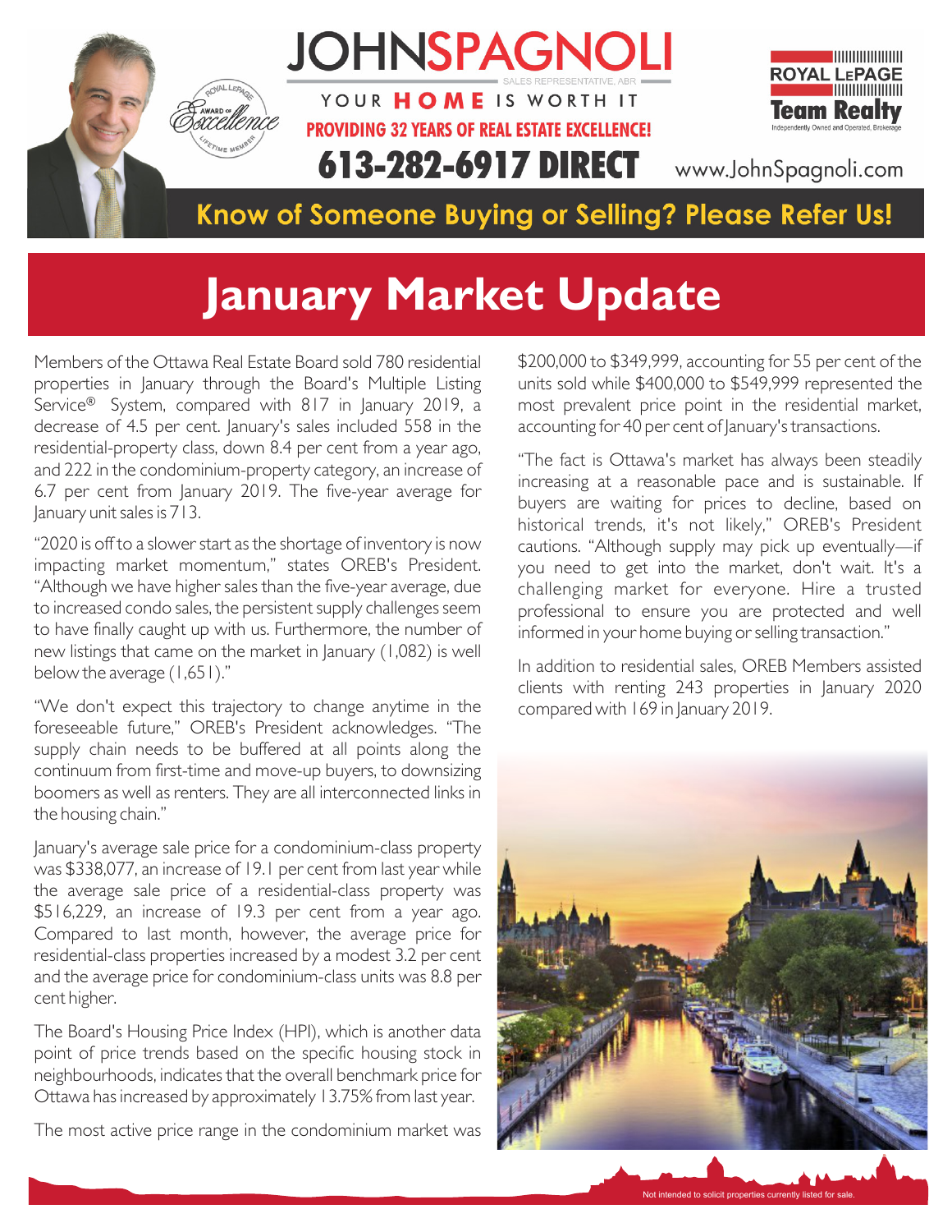# JOHNSPAGNOLI

SALES REPRESENTATIVE, ABR

YOUR **HOME** IS WORTH IT

**PROVIDING 32 YEARS OF REAL ESTATE EXCELLENCE!**

**613-282-6917 DIRECT**

www.JohnSpagnoli.com

ROYAL LEPAGE Team Realty
Independently Owned and Operated, Brokerage

**Know of Someone Buying or Selling? Please Refer Us!**

# January Market Update

Members of the Ottawa Real Estate Board sold 780 residential properties in January through the Board's Multiple Listing Service® System, compared with 817 in January 2019, a decrease of 4.5 per cent. January's sales included 558 in the residential-property class, down 8.4 per cent from a year ago, and 222 in the condominium-property category, an increase of 6.7 per cent from January 2019. The five-year average for January unit sales is 713.

"2020 is off to a slower start as the shortage of inventory is now impacting market momentum," states OREB's President. "Although we have higher sales than the five-year average, due to increased condo sales, the persistent supply challenges seem to have finally caught up with us. Furthermore, the number of new listings that came on the market in January (1,082) is well below the average (1,651)."

"We don't expect this trajectory to change anytime in the foreseeable future," OREB's President acknowledges. "The supply chain needs to be buffered at all points along the continuum from first-time and move-up buyers, to downsizing boomers as well as renters. They are all interconnected links in the housing chain."

January's average sale price for a condominium-class property was $338,077, an increase of 19.1 per cent from last year while the average sale price of a residential-class property was $516,229, an increase of 19.3 per cent from a year ago. Compared to last month, however, the average price for residential-class properties increased by a modest 3.2 per cent and the average price for condominium-class units was 8.8 per cent higher.

The Board's Housing Price Index (HPI), which is another data point of price trends based on the specific housing stock in neighbourhoods, indicates that the overall benchmark price for Ottawa has increased by approximately 13.75% from last year.

The most active price range in the condominium market was $200,000 to $349,999, accounting for 55 per cent of the units sold while $400,000 to $549,999 represented the most prevalent price point in the residential market, accounting for 40 per cent of January's transactions.

"The fact is Ottawa's market has always been steadily increasing at a reasonable pace and is sustainable. If buyers are waiting for prices to decline, based on historical trends, it's not likely," OREB's President cautions. "Although supply may pick up eventually—if you need to get into the market, don't wait. It's a challenging market for everyone. Hire a trusted professional to ensure you are protected and well informed in your home buying or selling transaction."

In addition to residential sales, OREB Members assisted clients with renting 243 properties in January 2020 compared with 169 in January 2019.

Not intended to solicit properties currently listed for sale.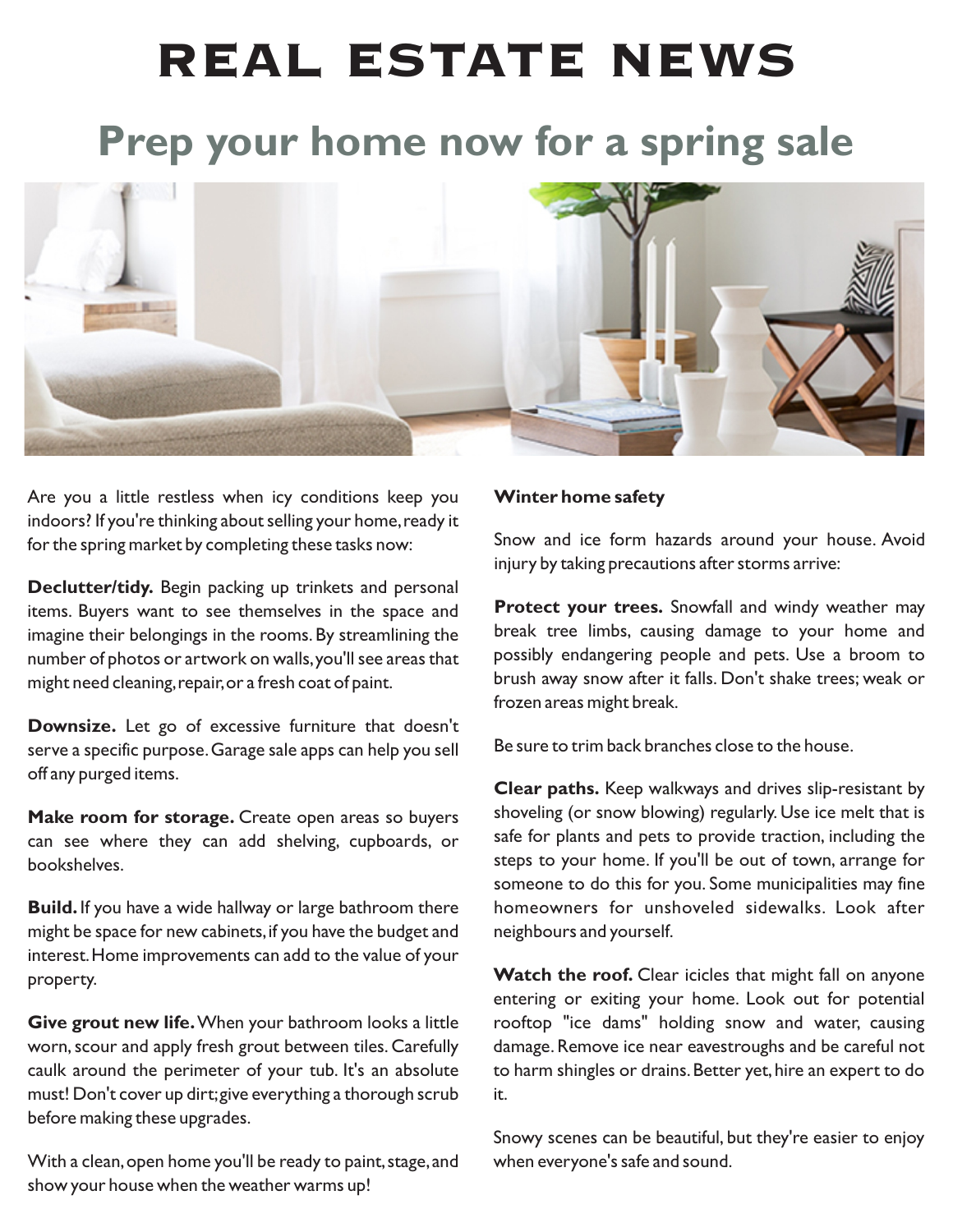# REAL ESTATE NEWS

## Prep your home now for a spring sale

Are you a little restless when icy conditions keep you indoors? If you're thinking about selling your home, ready it for the spring market by completing these tasks now:

**Declutter/tidy.** Begin packing up trinkets and personal items. Buyers want to see themselves in the space and imagine their belongings in the rooms. By streamlining the number of photos or artwork on walls, you'll see areas that might need cleaning, repair, or a fresh coat of paint.

**Downsize.** Let go of excessive furniture that doesn't serve a specific purpose. Garage sale apps can help you sell off any purged items.

**Make room for storage.** Create open areas so buyers can see where they can add shelving, cupboards, or bookshelves.

**Build.** If you have a wide hallway or large bathroom there might be space for new cabinets, if you have the budget and interest. Home improvements can add to the value of your property.

**Give grout new life.** When your bathroom looks a little worn, scour and apply fresh grout between tiles. Carefully caulk around the perimeter of your tub. It's an absolute must! Don't cover up dirt; give everything a thorough scrub before making these upgrades.

With a clean, open home you'll be ready to paint, stage, and show your house when the weather warms up!

**Winter home safety**

Snow and ice form hazards around your house. Avoid injury by taking precautions after storms arrive:

**Protect your trees.** Snowfall and windy weather may break tree limbs, causing damage to your home and possibly endangering people and pets. Use a broom to brush away snow after it falls. Don't shake trees; weak or frozen areas might break.

Be sure to trim back branches close to the house.

**Clear paths.** Keep walkways and drives slip-resistant by shoveling (or snow blowing) regularly. Use ice melt that is safe for plants and pets to provide traction, including the steps to your home. If you'll be out of town, arrange for someone to do this for you. Some municipalities may fine homeowners for unshoveled sidewalks. Look after neighbours and yourself.

**Watch the roof.** Clear icicles that might fall on anyone entering or exiting your home. Look out for potential rooftop "ice dams" holding snow and water, causing damage. Remove ice near eavestroughs and be careful not to harm shingles or drains. Better yet, hire an expert to do it.

Snowy scenes can be beautiful, but they're easier to enjoy when everyone's safe and sound.